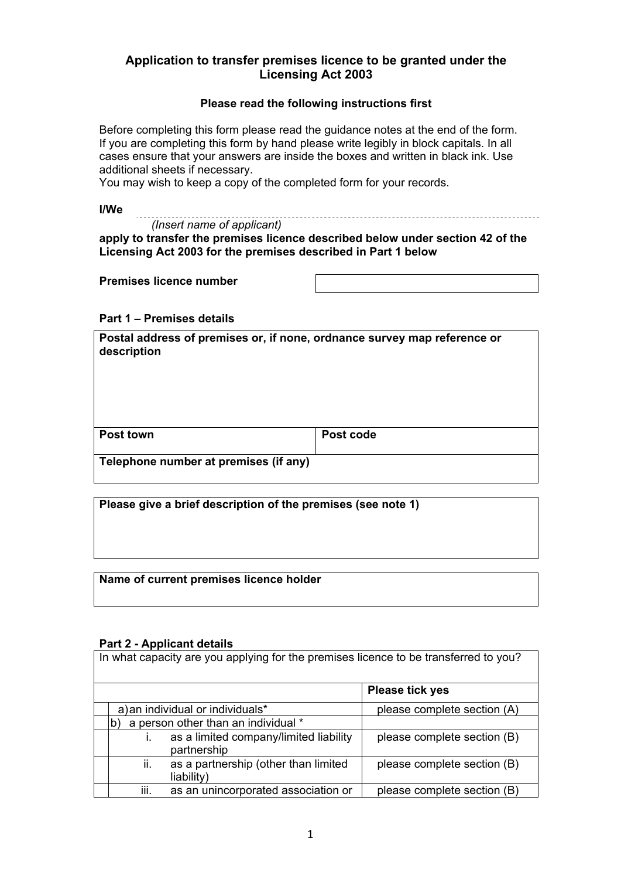## Application to transfer premises licence to be granted under the Licensing Act 2003

### Please read the following instructions first

Before completing this form please read the guidance notes at the end of the form. If you are completing this form by hand please write legibly in block capitals. In all cases ensure that your answers are inside the boxes and written in black ink. Use additional sheets if necessary.
You may wish to keep a copy of the completed form for your records.

**I/We** ..................................................................................................................
*(Insert name of applicant)*

**apply to transfer the premises licence described below under section 42 of the Licensing Act 2003 for the premises described in Part 1 below**

| **Premises licence number** | |
|---|---|

**Part 1 – Premises details**

| **Postal address of premises or, if none, ordnance survey map reference or description** | |
|---|---|
| **Post town** | **Post code** |
| **Telephone number at premises (if any)** | |

| **Please give a brief description of the premises (see note 1)** |
|---|
| |

| **Name of current premises licence holder** |
|---|
| |

**Part 2 - Applicant details**

| In what capacity are you applying for the premises licence to be transferred to you? | |
|---|---|
| | **Please tick yes** |
| a) an individual or individuals* | please complete section (A) |
| b) a person other than an individual * | |
| i. as a limited company/limited liability partnership | please complete section (B) |
| ii. as a partnership (other than limited liability) | please complete section (B) |
| iii. as an unincorporated association or | please complete section (B) |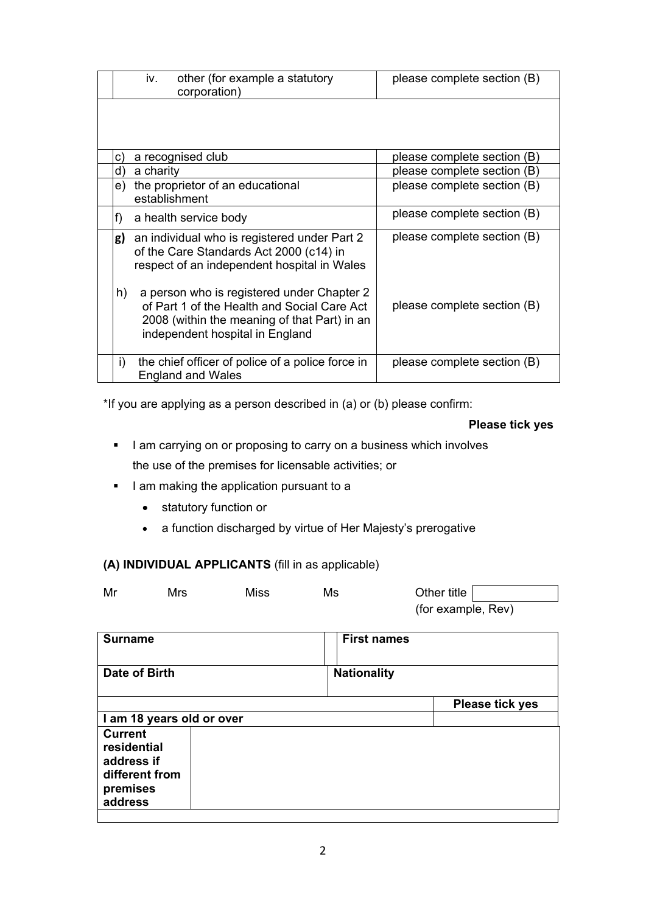| | | |
|---|---|---|
| | iv. other (for example a statutory corporation) | please complete section (B) |
| | | |
| c) | a recognised club | please complete section (B) |
| d) | a charity | please complete section (B) |
| e) | the proprietor of an educational establishment | please complete section (B) |
| f) | a health service body | please complete section (B) |
| **g)** | an individual who is registered under Part 2 of the Care Standards Act 2000 (c14) in respect of an independent hospital in Wales | please complete section (B) |
| h) | a person who is registered under Chapter 2 of Part 1 of the Health and Social Care Act 2008 (within the meaning of that Part) in an independent hospital in England | please complete section (B) |
| i) | the chief officer of police of a police force in England and Wales | please complete section (B) |

*If you are applying as a person described in (a) or (b) please confirm:

**Please tick yes**

- I am carrying on or proposing to carry on a business which involves the use of the premises for licensable activities; or
- I am making the application pursuant to a
  - statutory function or
  - a function discharged by virtue of Her Majesty's prerogative

### (A) INDIVIDUAL APPLICANTS (fill in as applicable)

Mr Mrs Miss Ms Other title (for example, Rev)

| | |
|---|---|
| **Surname** | **First names** |
| **Date of Birth** | **Nationality** |

| | **Please tick yes** |
|---|---|
| **I am 18 years old or over** | |

| | |
|---|---|
| **Current residential address if different from premises address** | |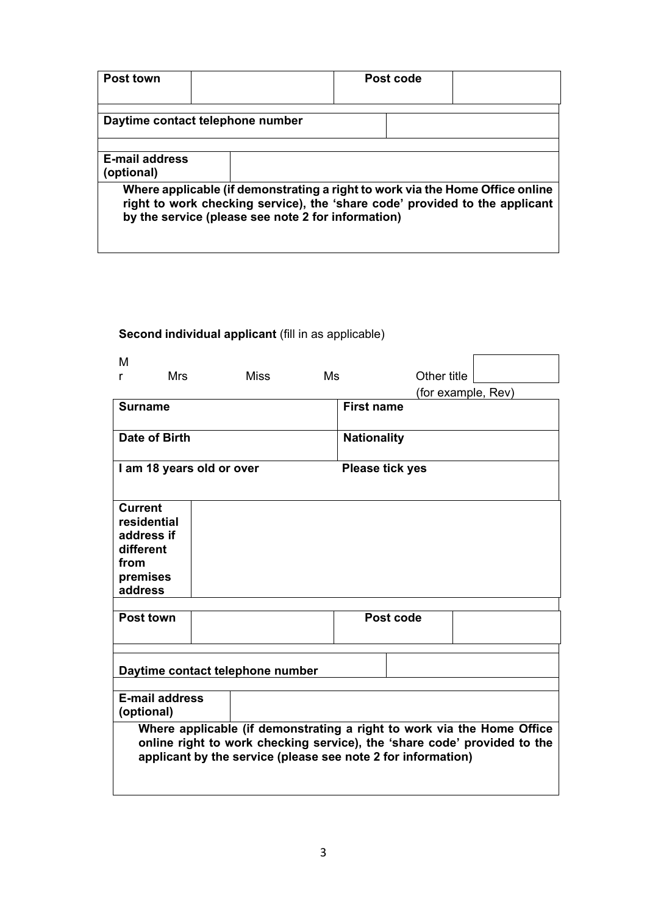| Post town | | Post code | |
|---|---|---|---|

| Daytime contact telephone number | |
|---|---|

| E-mail address (optional) | |
|---|---|

| Where applicable (if demonstrating a right to work via the Home Office online right to work checking service), the 'share code' provided to the applicant by the service (please see note 2 for information) |
|---|
| |

**Second individual applicant** (fill in as applicable)

Mr Mrs Miss Ms Other title (for example, Rev)

| Surname | First name |
|---|---|
| Date of Birth | Nationality |
| I am 18 years old or over | Please tick yes |

| Current residential address if different from premises address | |
|---|---|

| Post town | | Post code | |
|---|---|---|---|

| Daytime contact telephone number | |
|---|---|

| E-mail address (optional) | |
|---|---|

| Where applicable (if demonstrating a right to work via the Home Office online right to work checking service), the 'share code' provided to the applicant by the service (please see note 2 for information) |
|---|
| |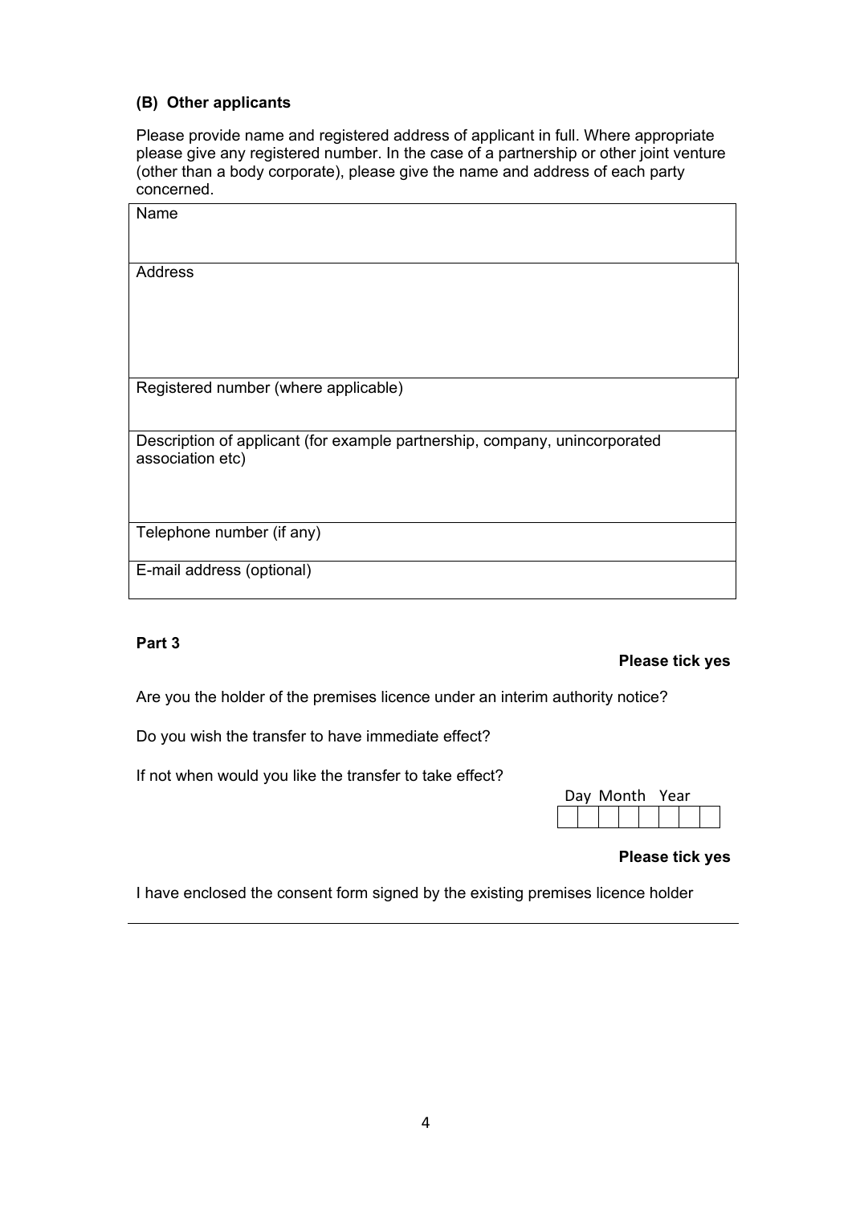### (B) Other applicants

Please provide name and registered address of applicant in full. Where appropriate please give any registered number. In the case of a partnership or other joint venture (other than a body corporate), please give the name and address of each party concerned.

| Name |
|---|
| Address |
| Registered number (where applicable) |
| Description of applicant (for example partnership, company, unincorporated association etc) |
| Telephone number (if any) |
| E-mail address (optional) |

### Part 3

**Please tick yes**

Are you the holder of the premises licence under an interim authority notice?

Do you wish the transfer to have immediate effect?

If not when would you like the transfer to take effect?

| Day | | Month | | Year | | | |
|---|---|---|---|---|---|---|---|
| | | | | | | | |

**Please tick yes**

I have enclosed the consent form signed by the existing premises licence holder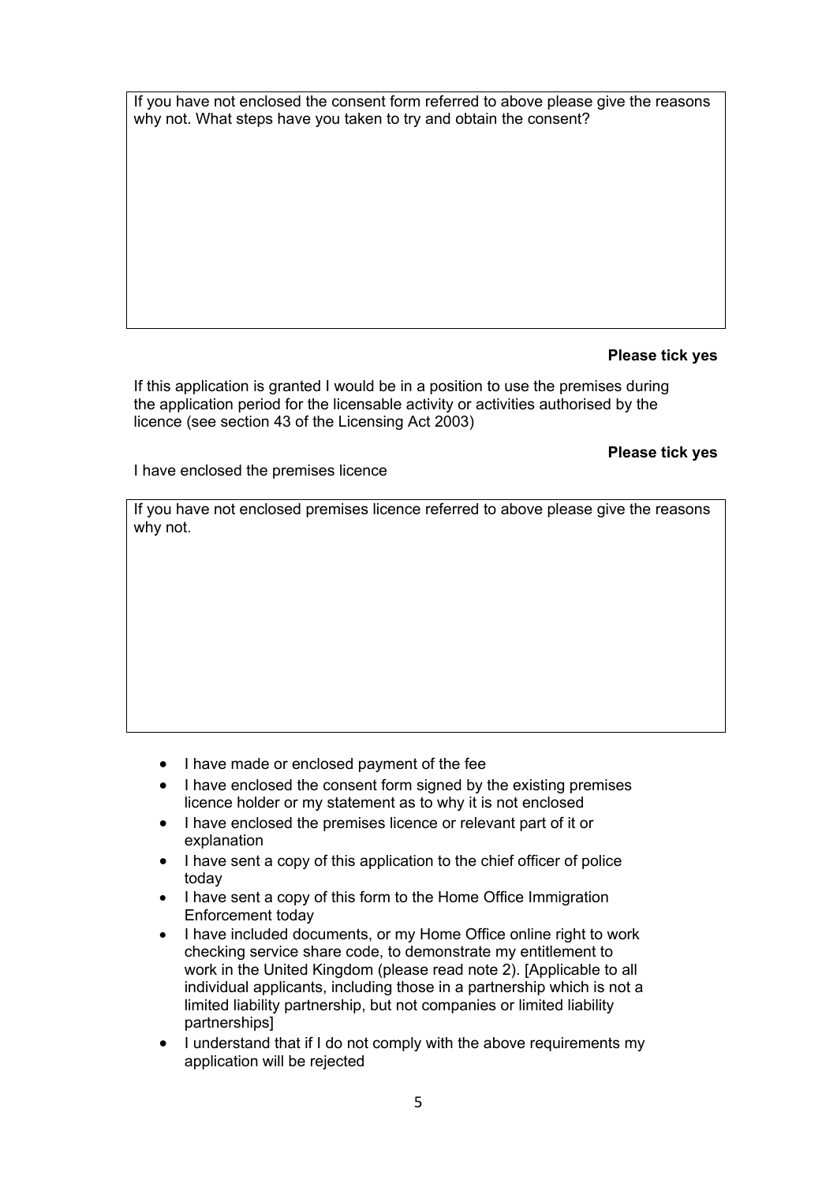| If you have not enclosed the consent form referred to above please give the reasons why not. What steps have you taken to try and obtain the consent? |
|---|
| |

**Please tick yes**

If this application is granted I would be in a position to use the premises during the application period for the licensable activity or activities authorised by the licence (see section 43 of the Licensing Act 2003)

**Please tick yes**

I have enclosed the premises licence

| If you have not enclosed premises licence referred to above please give the reasons why not. |
|---|
| |

- I have made or enclosed payment of the fee
- I have enclosed the consent form signed by the existing premises licence holder or my statement as to why it is not enclosed
- I have enclosed the premises licence or relevant part of it or explanation
- I have sent a copy of this application to the chief officer of police today
- I have sent a copy of this form to the Home Office Immigration Enforcement today
- I have included documents, or my Home Office online right to work checking service share code, to demonstrate my entitlement to work in the United Kingdom (please read note 2). [Applicable to all individual applicants, including those in a partnership which is not a limited liability partnership, but not companies or limited liability partnerships]
- I understand that if I do not comply with the above requirements my application will be rejected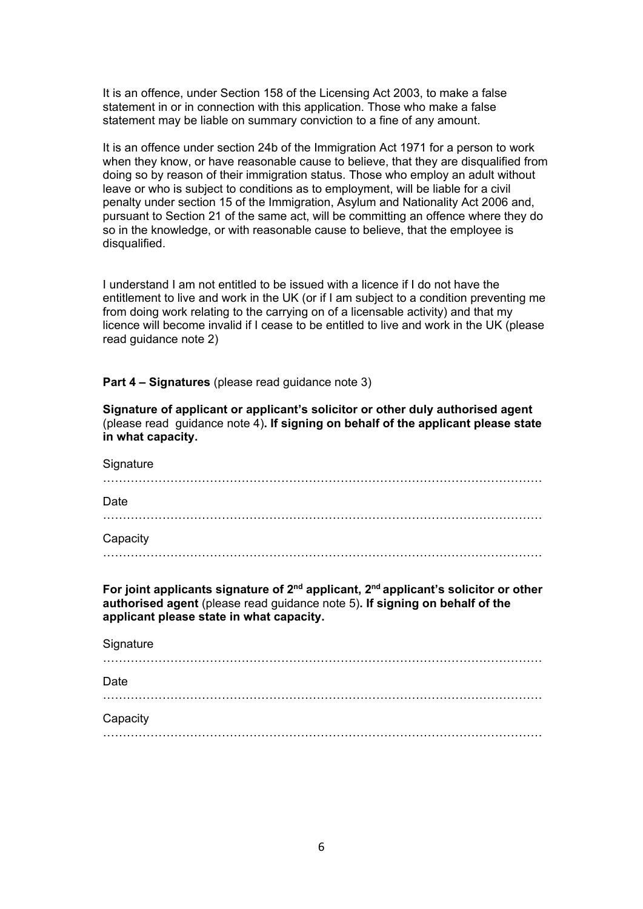It is an offence, under Section 158 of the Licensing Act 2003, to make a false statement in or in connection with this application. Those who make a false statement may be liable on summary conviction to a fine of any amount.

It is an offence under section 24b of the Immigration Act 1971 for a person to work when they know, or have reasonable cause to believe, that they are disqualified from doing so by reason of their immigration status. Those who employ an adult without leave or who is subject to conditions as to employment, will be liable for a civil penalty under section 15 of the Immigration, Asylum and Nationality Act 2006 and, pursuant to Section 21 of the same act, will be committing an offence where they do so in the knowledge, or with reasonable cause to believe, that the employee is disqualified.

I understand I am not entitled to be issued with a licence if I do not have the entitlement to live and work in the UK (or if I am subject to a condition preventing me from doing work relating to the carrying on of a licensable activity) and that my licence will become invalid if I cease to be entitled to live and work in the UK (please read guidance note 2)

**Part 4 – Signatures** (please read guidance note 3)

**Signature of applicant or applicant's solicitor or other duly authorised agent** (please read guidance note 4)**. If signing on behalf of the applicant please state in what capacity.**

Signature

…………………………………………………………………………………………………

Date

…………………………………………………………………………………………………

Capacity

…………………………………………………………………………………………………

**For joint applicants signature of 2nd applicant, 2nd applicant's solicitor or other authorised agent** (please read guidance note 5)**. If signing on behalf of the applicant please state in what capacity.**

Signature

…………………………………………………………………………………………………

Date

…………………………………………………………………………………………………

Capacity

…………………………………………………………………………………………………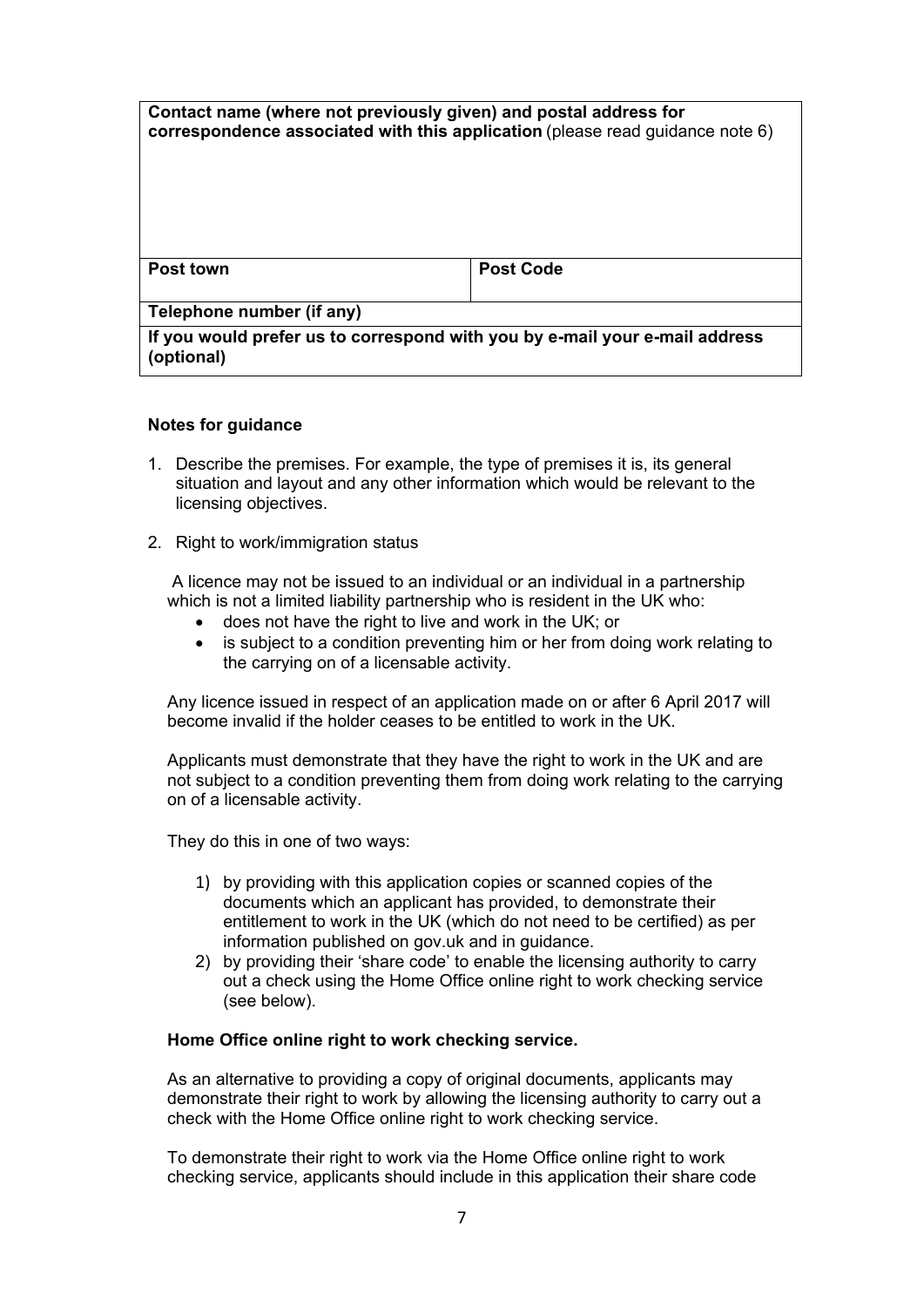| **Contact name (where not previously given) and postal address for correspondence associated with this application** (please read guidance note 6) | |
| --- | --- |
| **Post town** | **Post Code** |
| **Telephone number (if any)** | |
| **If you would prefer us to correspond with you by e-mail your e-mail address (optional)** | |

**Notes for guidance**

1. Describe the premises. For example, the type of premises it is, its general situation and layout and any other information which would be relevant to the licensing objectives.

2. Right to work/immigration status

   A licence may not be issued to an individual or an individual in a partnership which is not a limited liability partnership who is resident in the UK who:

   - does not have the right to live and work in the UK; or
   - is subject to a condition preventing him or her from doing work relating to the carrying on of a licensable activity.

   Any licence issued in respect of an application made on or after 6 April 2017 will become invalid if the holder ceases to be entitled to work in the UK.

   Applicants must demonstrate that they have the right to work in the UK and are not subject to a condition preventing them from doing work relating to the carrying on of a licensable activity.

   They do this in one of two ways:

   1) by providing with this application copies or scanned copies of the documents which an applicant has provided, to demonstrate their entitlement to work in the UK (which do not need to be certified) as per information published on gov.uk and in guidance.
   2) by providing their 'share code' to enable the licensing authority to carry out a check using the Home Office online right to work checking service (see below).

   **Home Office online right to work checking service.**

   As an alternative to providing a copy of original documents, applicants may demonstrate their right to work by allowing the licensing authority to carry out a check with the Home Office online right to work checking service.

   To demonstrate their right to work via the Home Office online right to work checking service, applicants should include in this application their share code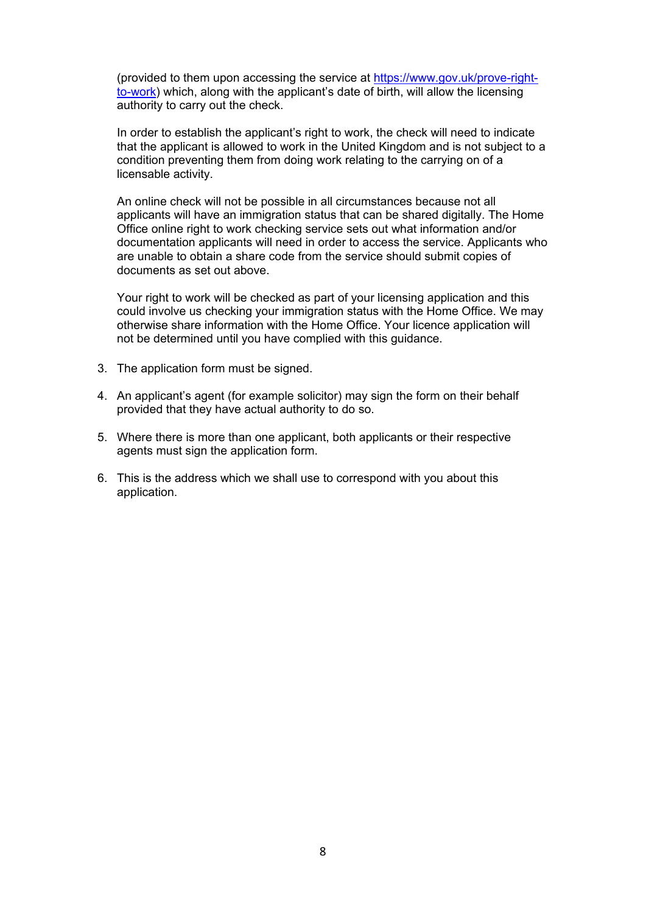(provided to them upon accessing the service at [https://www.gov.uk/prove-right-to-work](https://www.gov.uk/prove-right-to-work)) which, along with the applicant's date of birth, will allow the licensing authority to carry out the check.

In order to establish the applicant's right to work, the check will need to indicate that the applicant is allowed to work in the United Kingdom and is not subject to a condition preventing them from doing work relating to the carrying on of a licensable activity.

An online check will not be possible in all circumstances because not all applicants will have an immigration status that can be shared digitally. The Home Office online right to work checking service sets out what information and/or documentation applicants will need in order to access the service. Applicants who are unable to obtain a share code from the service should submit copies of documents as set out above.

Your right to work will be checked as part of your licensing application and this could involve us checking your immigration status with the Home Office. We may otherwise share information with the Home Office. Your licence application will not be determined until you have complied with this guidance.

3. The application form must be signed.

4. An applicant's agent (for example solicitor) may sign the form on their behalf provided that they have actual authority to do so.

5. Where there is more than one applicant, both applicants or their respective agents must sign the application form.

6. This is the address which we shall use to correspond with you about this application.